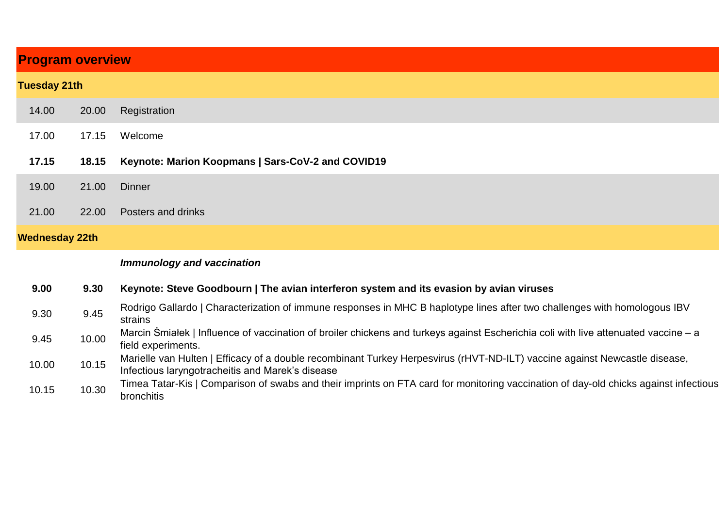## Program overview

### Tuesday 21th

| Start | End | Session |
|---|---|---|
| 14.00 | 20.00 | Registration |
| 17.00 | 17.15 | Welcome |
| **17.15** | **18.15** | **Keynote: Marion Koopmans \| Sars-CoV-2 and COVID19** |
| 19.00 | 21.00 | Dinner |
| 21.00 | 22.00 | Posters and drinks |

### Wednesday 22th

| Start | End | Session |
|---|---|---|
| | | ***Immunology and vaccination*** |
| **9.00** | **9.30** | **Keynote: Steve Goodbourn \| The avian interferon system and its evasion by avian viruses** |
| 9.30 | 9.45 | Rodrigo Gallardo \| Characterization of immune responses in MHC B haplotype lines after two challenges with homologous IBV strains |
| 9.45 | 10.00 | Marcin Śmiałek \| Influence of vaccination of broiler chickens and turkeys against Escherichia coli with live attenuated vaccine – a field experiments. |
| 10.00 | 10.15 | Marielle van Hulten \| Efficacy of a double recombinant Turkey Herpesvirus (rHVT-ND-ILT) vaccine against Newcastle disease, Infectious laryngotracheitis and Marek's disease |
| 10.15 | 10.30 | Timea Tatar-Kis \| Comparison of swabs and their imprints on FTA card for monitoring vaccination of day-old chicks against infectious bronchitis |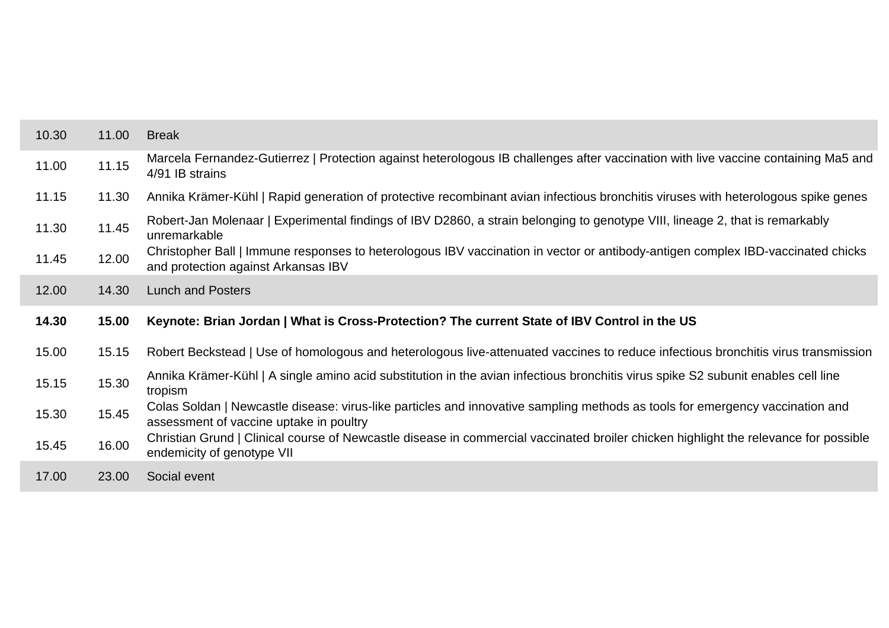| | | |
|---|---|---|
| 10.30 | 11.00 | Break |
| 11.00 | 11.15 | Marcela Fernandez-Gutierrez \| Protection against heterologous IB challenges after vaccination with live vaccine containing Ma5 and 4/91 IB strains |
| 11.15 | 11.30 | Annika Krämer-Kühl \| Rapid generation of protective recombinant avian infectious bronchitis viruses with heterologous spike genes |
| 11.30 | 11.45 | Robert-Jan Molenaar \| Experimental findings of IBV D2860, a strain belonging to genotype VIII, lineage 2, that is remarkably unremarkable |
| 11.45 | 12.00 | Christopher Ball \| Immune responses to heterologous IBV vaccination in vector or antibody-antigen complex IBD-vaccinated chicks and protection against Arkansas IBV |
| 12.00 | 14.30 | Lunch and Posters |
| **14.30** | **15.00** | **Keynote: Brian Jordan \| What is Cross-Protection? The current State of IBV Control in the US** |
| 15.00 | 15.15 | Robert Beckstead \| Use of homologous and heterologous live-attenuated vaccines to reduce infectious bronchitis virus transmission |
| 15.15 | 15.30 | Annika Krämer-Kühl \| A single amino acid substitution in the avian infectious bronchitis virus spike S2 subunit enables cell line tropism |
| 15.30 | 15.45 | Colas Soldan \| Newcastle disease: virus-like particles and innovative sampling methods as tools for emergency vaccination and assessment of vaccine uptake in poultry |
| 15.45 | 16.00 | Christian Grund \| Clinical course of Newcastle disease in commercial vaccinated broiler chicken highlight the relevance for possible endemicity of genotype VII |
| 17.00 | 23.00 | Social event |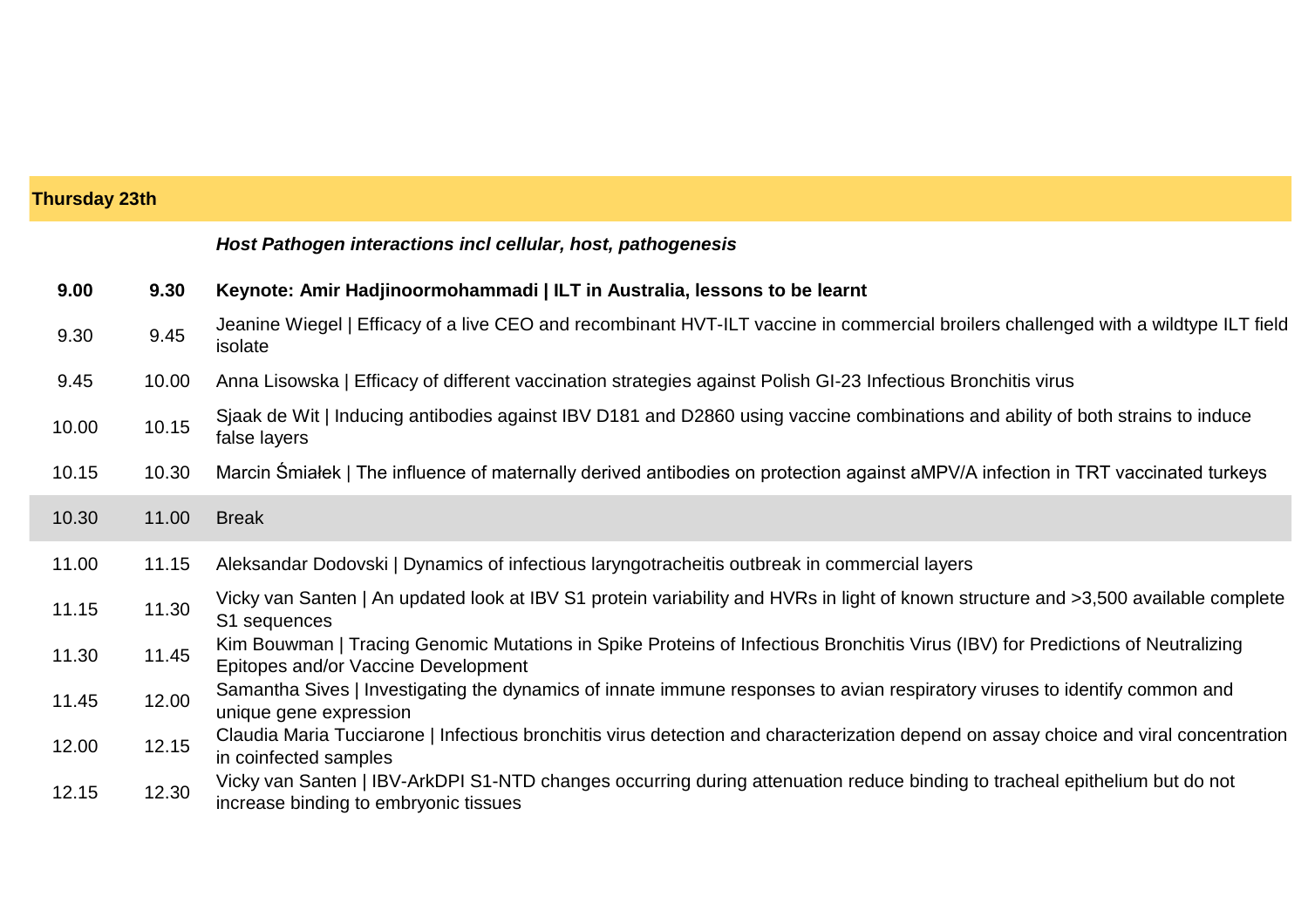| Thursday 23th | | |
|---|---|---|
| | | ***Host Pathogen interactions incl cellular, host, pathogenesis*** |
| **9.00** | **9.30** | **Keynote: Amir Hadjinoormohammadi \| ILT in Australia, lessons to be learnt** |
| 9.30 | 9.45 | Jeanine Wiegel \| Efficacy of a live CEO and recombinant HVT-ILT vaccine in commercial broilers challenged with a wildtype ILT field isolate |
| 9.45 | 10.00 | Anna Lisowska \| Efficacy of different vaccination strategies against Polish GI-23 Infectious Bronchitis virus |
| 10.00 | 10.15 | Sjaak de Wit \| Inducing antibodies against IBV D181 and D2860 using vaccine combinations and ability of both strains to induce false layers |
| 10.15 | 10.30 | Marcin Śmiałek \| The influence of maternally derived antibodies on protection against aMPV/A infection in TRT vaccinated turkeys |
| 10.30 | 11.00 | Break |
| 11.00 | 11.15 | Aleksandar Dodovski \| Dynamics of infectious laryngotracheitis outbreak in commercial layers |
| 11.15 | 11.30 | Vicky van Santen \| An updated look at IBV S1 protein variability and HVRs in light of known structure and >3,500 available complete S1 sequences |
| 11.30 | 11.45 | Kim Bouwman \| Tracing Genomic Mutations in Spike Proteins of Infectious Bronchitis Virus (IBV) for Predictions of Neutralizing Epitopes and/or Vaccine Development |
| 11.45 | 12.00 | Samantha Sives \| Investigating the dynamics of innate immune responses to avian respiratory viruses to identify common and unique gene expression |
| 12.00 | 12.15 | Claudia Maria Tucciarone \| Infectious bronchitis virus detection and characterization depend on assay choice and viral concentration in coinfected samples |
| 12.15 | 12.30 | Vicky van Santen \| IBV-ArkDPI S1-NTD changes occurring during attenuation reduce binding to tracheal epithelium but do not increase binding to embryonic tissues |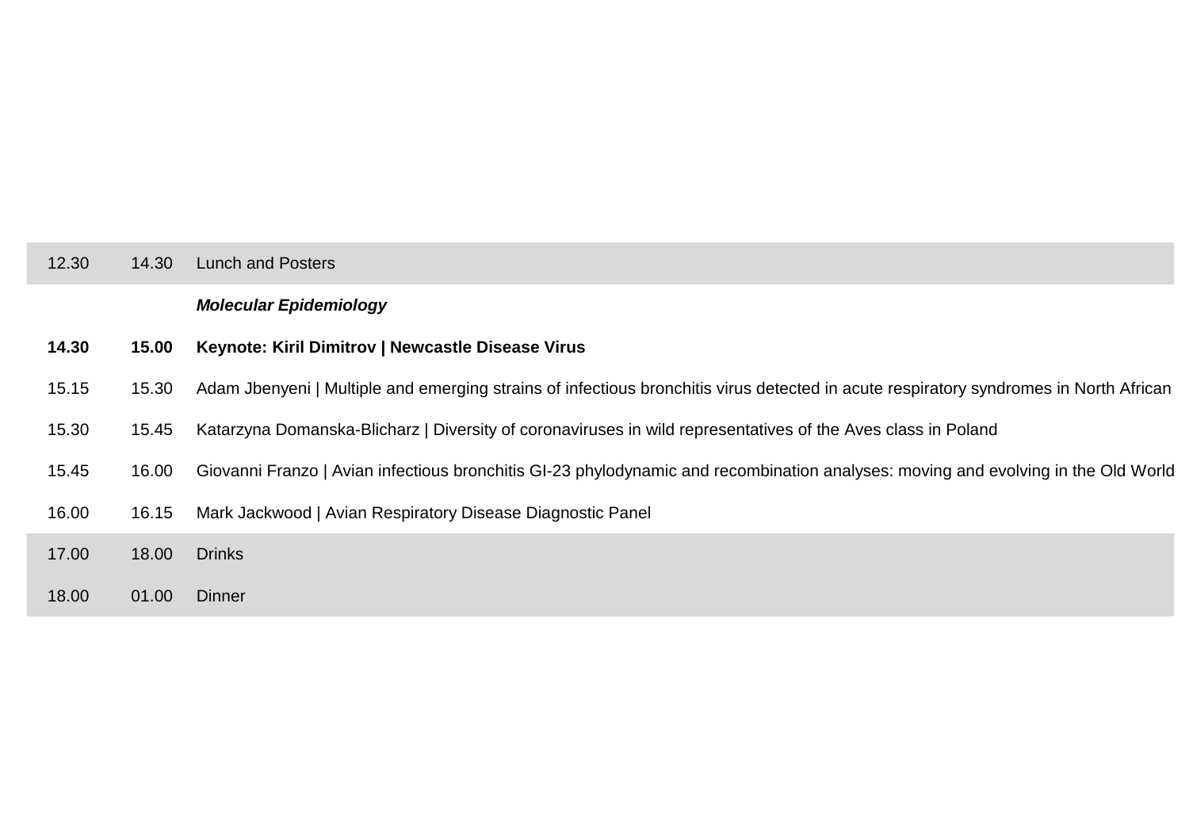| | | |
|---|---|---|
| 12.30 | 14.30 | Lunch and Posters |
| | | ***Molecular Epidemiology*** |
| **14.30** | **15.00** | **Keynote: Kiril Dimitrov \| Newcastle Disease Virus** |
| 15.15 | 15.30 | Adam Jbenyeni \| Multiple and emerging strains of infectious bronchitis virus detected in acute respiratory syndromes in North African |
| 15.30 | 15.45 | Katarzyna Domanska-Blicharz \| Diversity of coronaviruses in wild representatives of the Aves class in Poland |
| 15.45 | 16.00 | Giovanni Franzo \| Avian infectious bronchitis GI-23 phylodynamic and recombination analyses: moving and evolving in the Old World |
| 16.00 | 16.15 | Mark Jackwood \| Avian Respiratory Disease Diagnostic Panel |
| 17.00 | 18.00 | Drinks |
| 18.00 | 01.00 | Dinner |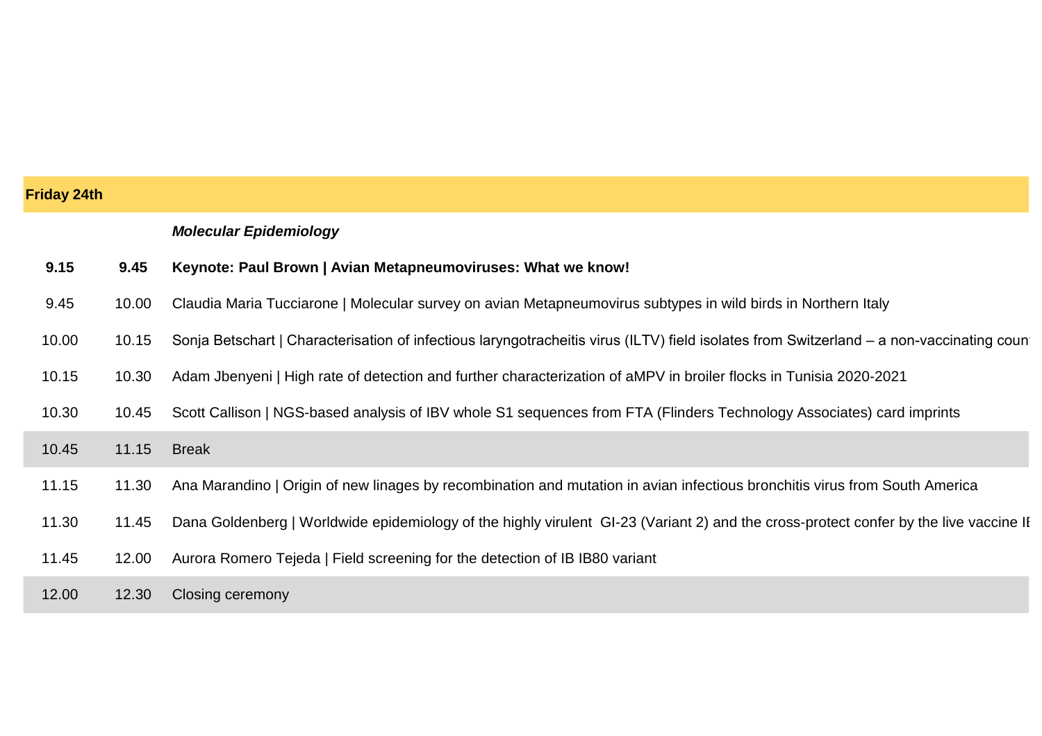**Friday 24th**

| | | |
|---|---|---|
| | | ***Molecular Epidemiology*** |
| **9.15** | **9.45** | **Keynote: Paul Brown \| Avian Metapneumoviruses: What we know!** |
| 9.45 | 10.00 | Claudia Maria Tucciarone \| Molecular survey on avian Metapneumovirus subtypes in wild birds in Northern Italy |
| 10.00 | 10.15 | Sonja Betschart \| Characterisation of infectious laryngotracheitis virus (ILTV) field isolates from Switzerland – a non-vaccinating coun |
| 10.15 | 10.30 | Adam Jbenyeni \| High rate of detection and further characterization of aMPV in broiler flocks in Tunisia 2020-2021 |
| 10.30 | 10.45 | Scott Callison \| NGS-based analysis of IBV whole S1 sequences from FTA (Flinders Technology Associates) card imprints |
| 10.45 | 11.15 | Break |
| 11.15 | 11.30 | Ana Marandino \| Origin of new linages by recombination and mutation in avian infectious bronchitis virus from South America |
| 11.30 | 11.45 | Dana Goldenberg \| Worldwide epidemiology of the highly virulent GI-23 (Variant 2) and the cross-protect confer by the live vaccine IE |
| 11.45 | 12.00 | Aurora Romero Tejeda \| Field screening for the detection of IB IB80 variant |
| 12.00 | 12.30 | Closing ceremony |